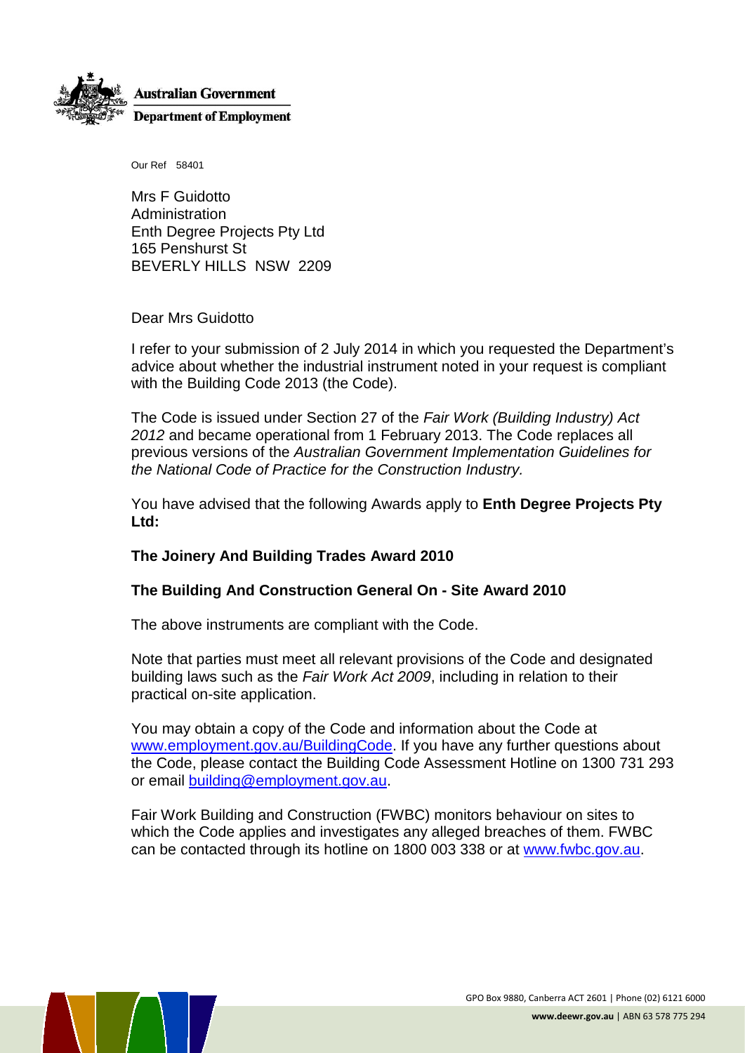**Australian Government**

**Department of Employment**

Our Ref 58401

Mrs F Guidotto
Administration
Enth Degree Projects Pty Ltd
165 Penshurst St
BEVERLY HILLS NSW 2209

Dear Mrs Guidotto

I refer to your submission of 2 July 2014 in which you requested the Department's advice about whether the industrial instrument noted in your request is compliant with the Building Code 2013 (the Code).

The Code is issued under Section 27 of the *Fair Work (Building Industry) Act 2012* and became operational from 1 February 2013. The Code replaces all previous versions of the *Australian Government Implementation Guidelines for the National Code of Practice for the Construction Industry.*

You have advised that the following Awards apply to **Enth Degree Projects Pty Ltd:**

**The Joinery And Building Trades Award 2010**

**The Building And Construction General On - Site Award 2010**

The above instruments are compliant with the Code.

Note that parties must meet all relevant provisions of the Code and designated building laws such as the *Fair Work Act 2009*, including in relation to their practical on-site application.

You may obtain a copy of the Code and information about the Code at [www.employment.gov.au/BuildingCode](www.employment.gov.au/BuildingCode). If you have any further questions about the Code, please contact the Building Code Assessment Hotline on 1300 731 293 or email [building@employment.gov.au](mailto:building@employment.gov.au).

Fair Work Building and Construction (FWBC) monitors behaviour on sites to which the Code applies and investigates any alleged breaches of them. FWBC can be contacted through its hotline on 1800 003 338 or at [www.fwbc.gov.au](www.fwbc.gov.au).

GPO Box 9880, Canberra ACT 2601 | Phone (02) 6121 6000

**www.deewr.gov.au** | ABN 63 578 775 294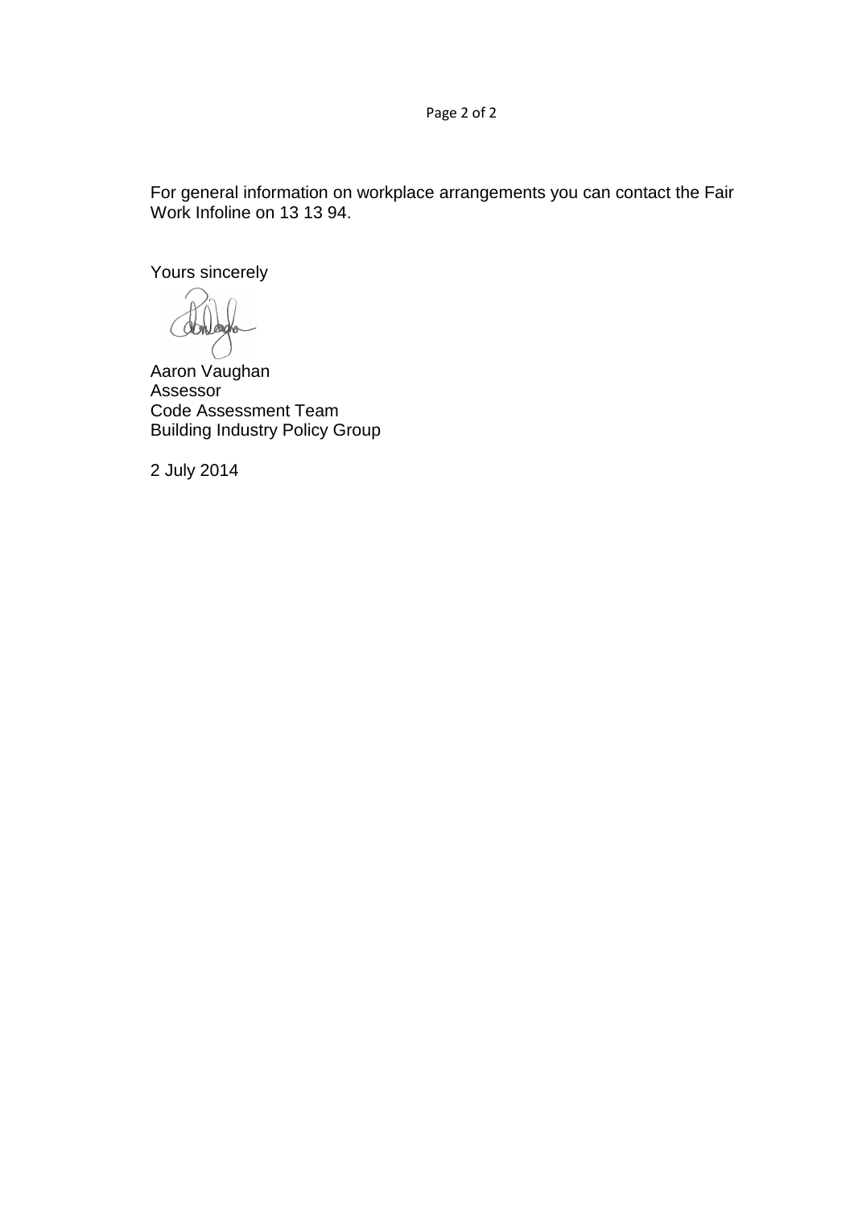For general information on workplace arrangements you can contact the Fair Work Infoline on 13 13 94.

Yours sincerely

Aaron Vaughan
Assessor
Code Assessment Team
Building Industry Policy Group

2 July 2014